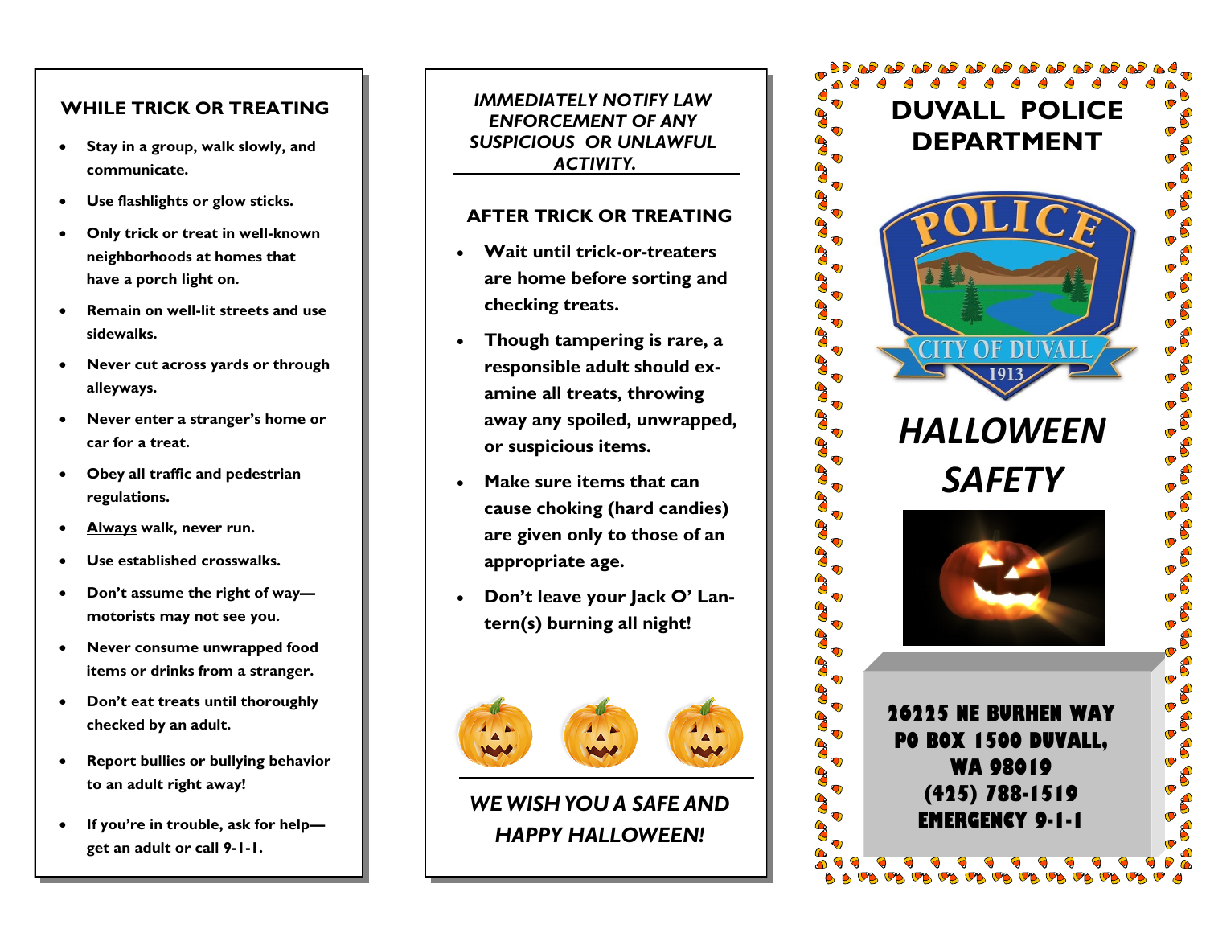## WHILE TRICK OR TREATING

- Stay in a group, walk slowly, and communicate.
- Use flashlights or glow sticks.
- Only trick or treat in well-known neighborhoods at homes that have a porch light on.
- Remain on well-lit streets and use sidewalks.
- Never cut across yards or through alleyways.
- Never enter a stranger's home or car for a treat.
- Obey all traffic and pedestrian regulations.
- Always walk, never run.
- Use established crosswalks.
- Don't assume the right of way—motorists may not see you.
- Never consume unwrapped food items or drinks from a stranger.
- Don't eat treats until thoroughly checked by an adult.
- Report bullies or bullying behavior to an adult right away!
- If you're in trouble, ask for help—get an adult or call 9-1-1.

***IMMEDIATELY NOTIFY LAW ENFORCEMENT OF ANY SUSPICIOUS OR UNLAWFUL ACTIVITY.***

## AFTER TRICK OR TREATING

- Wait until trick-or-treaters are home before sorting and checking treats.
- Though tampering is rare, a responsible adult should examine all treats, throwing away any spoiled, unwrapped, or suspicious items.
- Make sure items that can cause choking (hard candies) are given only to those of an appropriate age.
- Don't leave your Jack O' Lantern(s) burning all night!

***WE WISH YOU A SAFE AND HAPPY HALLOWEEN!***

# DUVALL POLICE DEPARTMENT

POLICE
CITY OF DUVALL
1913

# *HALLOWEEN SAFETY*

**26225 NE BURHEN WAY**
**PO BOX 1500 DUVALL, WA 98019**
**(425) 788-1519**
**EMERGENCY 9-1-1**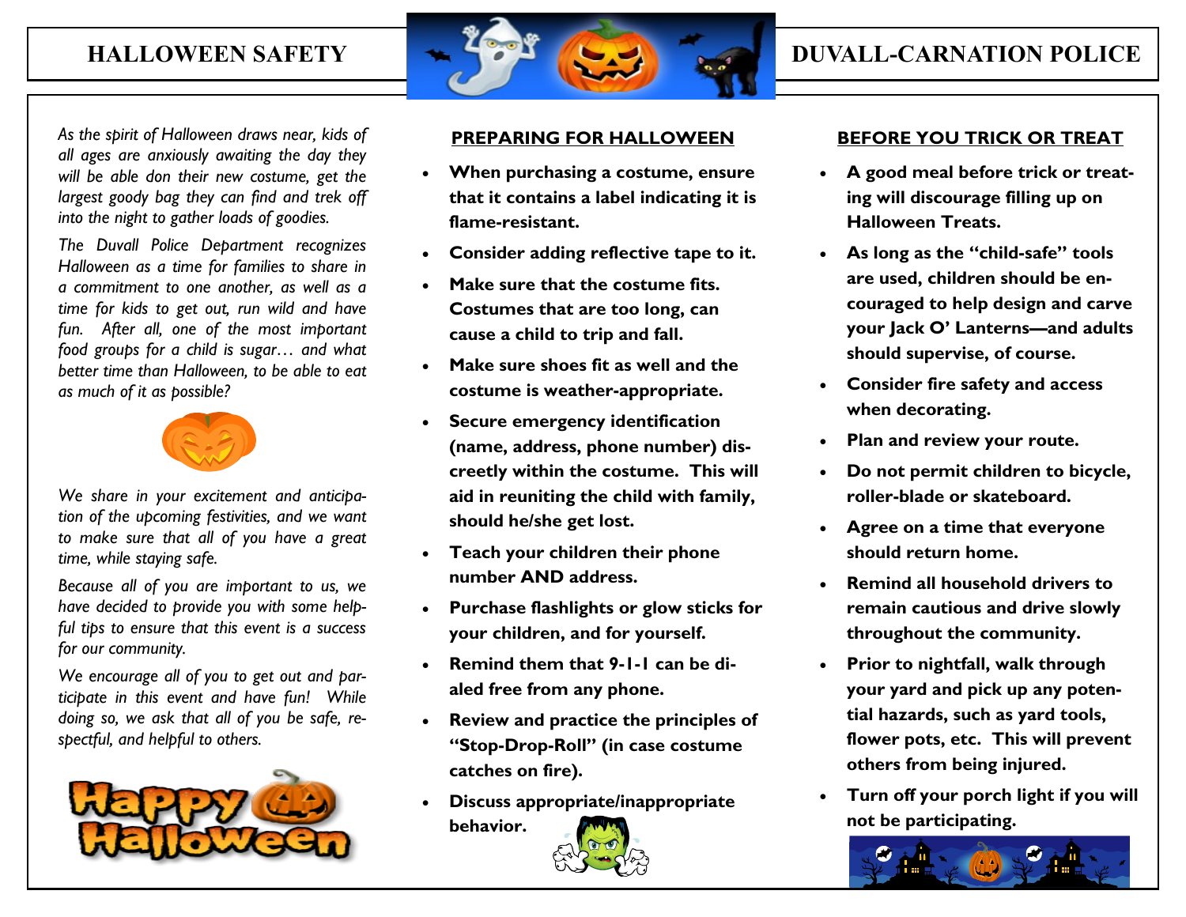# HALLOWEEN SAFETY

# DUVALL-CARNATION POLICE

*As the spirit of Halloween draws near, kids of all ages are anxiously awaiting the day they will be able don their new costume, get the largest goody bag they can find and trek off into the night to gather loads of goodies.*

*The Duvall Police Department recognizes Halloween as a time for families to share in a commitment to one another, as well as a time for kids to get out, run wild and have fun. After all, one of the most important food groups for a child is sugar… and what better time than Halloween, to be able to eat as much of it as possible?*

*We share in your excitement and anticipation of the upcoming festivities, and we want to make sure that all of you have a great time, while staying safe.*

*Because all of you are important to us, we have decided to provide you with some helpful tips to ensure that this event is a success for our community.*

*We encourage all of you to get out and participate in this event and have fun! While doing so, we ask that all of you be safe, respectful, and helpful to others.*

## PREPARING FOR HALLOWEEN

- **When purchasing a costume, ensure that it contains a label indicating it is flame-resistant.**
- **Consider adding reflective tape to it.**
- **Make sure that the costume fits. Costumes that are too long, can cause a child to trip and fall.**
- **Make sure shoes fit as well and the costume is weather-appropriate.**
- **Secure emergency identification (name, address, phone number) discreetly within the costume. This will aid in reuniting the child with family, should he/she get lost.**
- **Teach your children their phone number AND address.**
- **Purchase flashlights or glow sticks for your children, and for yourself.**
- **Remind them that 9-1-1 can be dialed free from any phone.**
- **Review and practice the principles of "Stop-Drop-Roll" (in case costume catches on fire).**
- **Discuss appropriate/inappropriate behavior.**

## BEFORE YOU TRICK OR TREAT

- **A good meal before trick or treating will discourage filling up on Halloween Treats.**
- **As long as the "child-safe" tools are used, children should be encouraged to help design and carve your Jack O' Lanterns—and adults should supervise, of course.**
- **Consider fire safety and access when decorating.**
- **Plan and review your route.**
- **Do not permit children to bicycle, roller-blade or skateboard.**
- **Agree on a time that everyone should return home.**
- **Remind all household drivers to remain cautious and drive slowly throughout the community.**
- **Prior to nightfall, walk through your yard and pick up any potential hazards, such as yard tools, flower pots, etc. This will prevent others from being injured.**
- **Turn off your porch light if you will not be participating.**